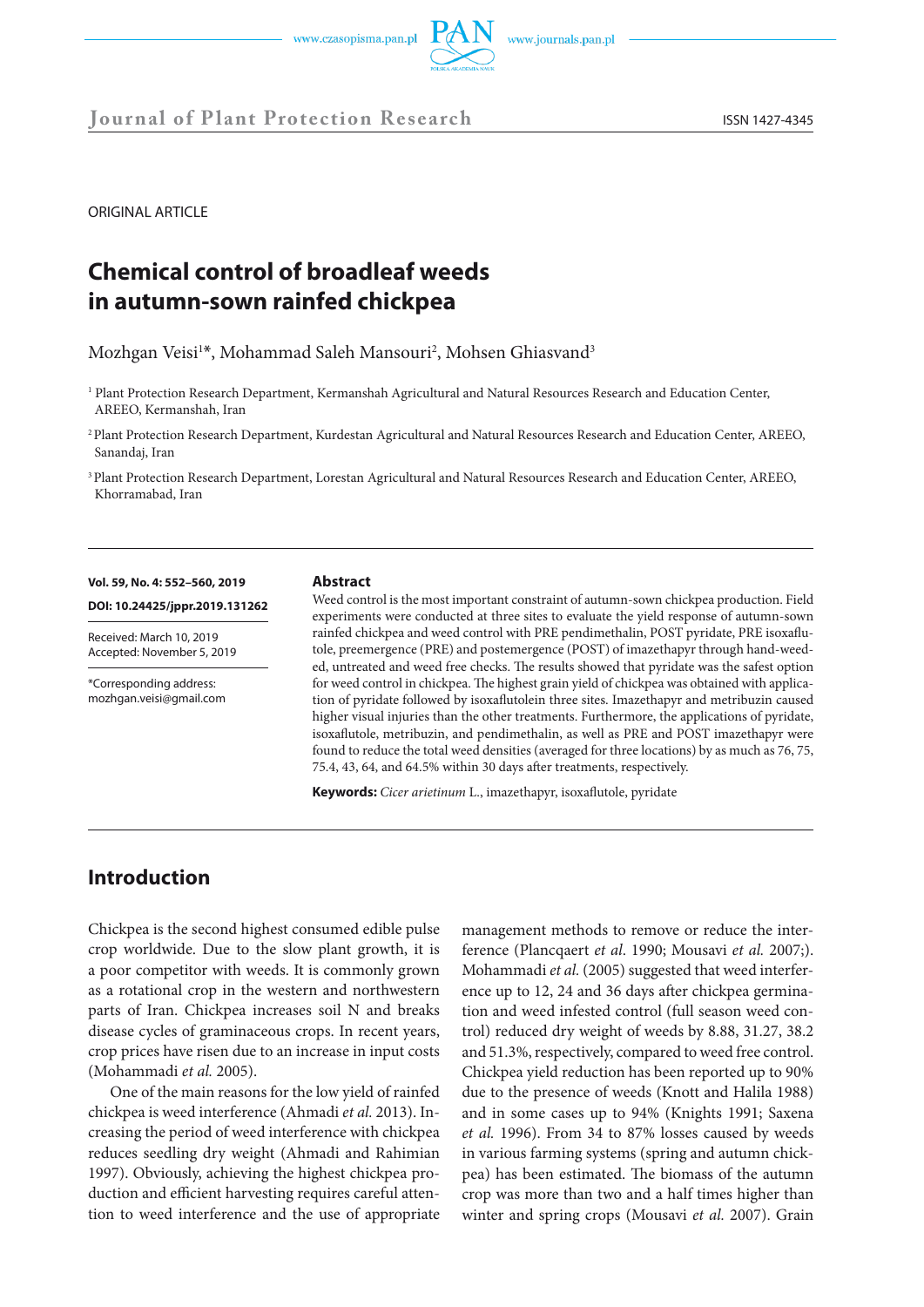Journal of Plant Protection Research

ISSN 1427-4345

ORIGINAL ARTICLE

# Chemical control of broadleaf weeds in autumn-sown rainfed chickpea

Mozhgan Veisi[1]*, Mohammad Saleh Mansouri[2], Mohsen Ghiasvand[3]

[1] Plant Protection Research Department, Kermanshah Agricultural and Natural Resources Research and Education Center, AREEO, Kermanshah, Iran

[2] Plant Protection Research Department, Kurdestan Agricultural and Natural Resources Research and Education Center, AREEO, Sanandaj, Iran

[3] Plant Protection Research Department, Lorestan Agricultural and Natural Resources Research and Education Center, AREEO, Khorramabad, Iran

**Vol. 59, No. 4: 552–560, 2019**

**DOI: 10.24425/jppr.2019.131262**

Received: March 10, 2019
Accepted: November 5, 2019

*Corresponding address:
mozhgan.veisi@gmail.com

## Abstract

Weed control is the most important constraint of autumn-sown chickpea production. Field experiments were conducted at three sites to evaluate the yield response of autumn-sown rainfed chickpea and weed control with PRE pendimethalin, POST pyridate, PRE isoxaflutole, preemergence (PRE) and postemergence (POST) of imazethapyr through hand-weeded, untreated and weed free checks. The results showed that pyridate was the safest option for weed control in chickpea. The highest grain yield of chickpea was obtained with application of pyridate followed by isoxaflutolein three sites. Imazethapyr and metribuzin caused higher visual injuries than the other treatments. Furthermore, the applications of pyridate, isoxaflutole, metribuzin, and pendimethalin, as well as PRE and POST imazethapyr were found to reduce the total weed densities (averaged for three locations) by as much as 76, 75, 75.4, 43, 64, and 64.5% within 30 days after treatments, respectively.

**Keywords:** *Cicer arietinum* L., imazethapyr, isoxaflutole, pyridate

## Introduction

Chickpea is the second highest consumed edible pulse crop worldwide. Due to the slow plant growth, it is a poor competitor with weeds. It is commonly grown as a rotational crop in the western and northwestern parts of Iran. Chickpea increases soil N and breaks disease cycles of graminaceous crops. In recent years, crop prices have risen due to an increase in input costs (Mohammadi *et al.* 2005).

One of the main reasons for the low yield of rainfed chickpea is weed interference (Ahmadi *et al*. 2013). Increasing the period of weed interference with chickpea reduces seedling dry weight (Ahmadi and Rahimian 1997). Obviously, achieving the highest chickpea production and efficient harvesting requires careful attention to weed interference and the use of appropriate management methods to remove or reduce the interference (Plancqaert *et al*. 1990; Mousavi *et al.* 2007;). Mohammadi *et al.* (2005) suggested that weed interference up to 12, 24 and 36 days after chickpea germination and weed infested control (full season weed control) reduced dry weight of weeds by 8.88, 31.27, 38.2 and 51.3%, respectively, compared to weed free control. Chickpea yield reduction has been reported up to 90% due to the presence of weeds (Knott and Halila 1988) and in some cases up to 94% (Knights 1991; Saxena *et al.* 1996). From 34 to 87% losses caused by weeds in various farming systems (spring and autumn chickpea) has been estimated. The biomass of the autumn crop was more than two and a half times higher than winter and spring crops (Mousavi *et al.* 2007). Grain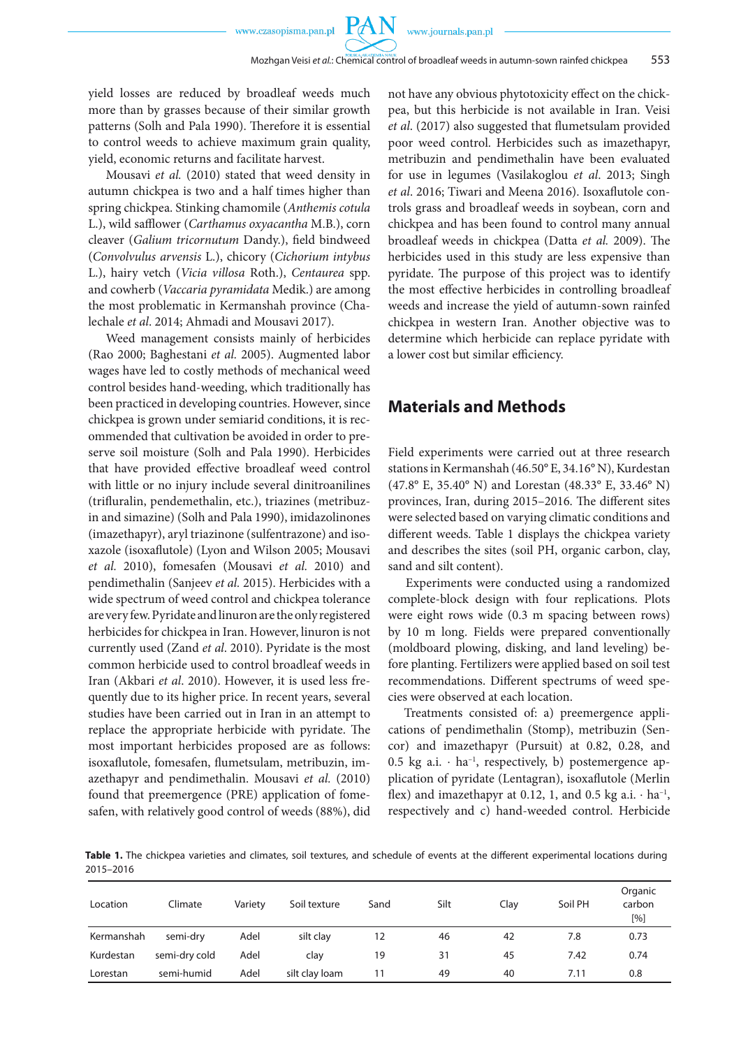yield losses are reduced by broadleaf weeds much more than by grasses because of their similar growth patterns (Solh and Pala 1990). Therefore it is essential to control weeds to achieve maximum grain quality, yield, economic returns and facilitate harvest.

Mousavi *et al.* (2010) stated that weed density in autumn chickpea is two and a half times higher than spring chickpea. Stinking chamomile (*Anthemis cotula* L.), wild safflower (*Carthamus oxyacantha* M.B.), corn cleaver (*Galium tricornutum* Dandy.), field bindweed (*Convolvulus arvensis* L.), chicory (*Cichorium intybus* L.), hairy vetch (*Vicia villosa* Roth.), *Centaurea* spp. and cowherb (*Vaccaria pyramidata* Medik.) are among the most problematic in Kermanshah province (Chalechale *et al*. 2014; Ahmadi and Mousavi 2017).

Weed management consists mainly of herbicides (Rao 2000; Baghestani *et al.* 2005). Augmented labor wages have led to costly methods of mechanical weed control besides hand-weeding, which traditionally has been practiced in developing countries. However, since chickpea is grown under semiarid conditions, it is recommended that cultivation be avoided in order to preserve soil moisture (Solh and Pala 1990). Herbicides that have provided effective broadleaf weed control with little or no injury include several dinitroanilines (trifluralin, pendemethalin, etc.), triazines (metribuzin and simazine) (Solh and Pala 1990), imidazolinones (imazethapyr), aryl triazinone (sulfentrazone) and isoxazole (isoxaflutole) (Lyon and Wilson 2005; Mousavi *et al.* 2010), fomesafen (Mousavi *et al.* 2010) and pendimethalin (Sanjeev *et al.* 2015). Herbicides with a wide spectrum of weed control and chickpea tolerance are very few. Pyridate and linuron are the only registered herbicides for chickpea in Iran. However, linuron is not currently used (Zand *et al*. 2010). Pyridate is the most common herbicide used to control broadleaf weeds in Iran (Akbari *et al*. 2010). However, it is used less frequently due to its higher price. In recent years, several studies have been carried out in Iran in an attempt to replace the appropriate herbicide with pyridate. The most important herbicides proposed are as follows: isoxaflutole, fomesafen, flumetsulam, metribuzin, imazethapyr and pendimethalin. Mousavi *et al.* (2010) found that preemergence (PRE) application of fomesafen, with relatively good control of weeds (88%), did not have any obvious phytotoxicity effect on the chickpea, but this herbicide is not available in Iran. Veisi *et al*. (2017) also suggested that flumetsulam provided poor weed control. Herbicides such as imazethapyr, metribuzin and pendimethalin have been evaluated for use in legumes (Vasilakoglou *et al*. 2013; Singh *et al*. 2016; Tiwari and Meena 2016). Isoxaflutole controls grass and broadleaf weeds in soybean, corn and chickpea and has been found to control many annual broadleaf weeds in chickpea (Datta *et al.* 2009). The herbicides used in this study are less expensive than pyridate. The purpose of this project was to identify the most effective herbicides in controlling broadleaf weeds and increase the yield of autumn-sown rainfed chickpea in western Iran. Another objective was to determine which herbicide can replace pyridate with a lower cost but similar efficiency.

## Materials and Methods

Field experiments were carried out at three research stations in Kermanshah (46.50° E, 34.16° N), Kurdestan (47.8° E, 35.40° N) and Lorestan (48.33° E, 33.46° N) provinces, Iran, during 2015–2016. The different sites were selected based on varying climatic conditions and different weeds. Table 1 displays the chickpea variety and describes the sites (soil PH, organic carbon, clay, sand and silt content).

Experiments were conducted using a randomized complete-block design with four replications. Plots were eight rows wide (0.3 m spacing between rows) by 10 m long. Fields were prepared conventionally (moldboard plowing, disking, and land leveling) before planting. Fertilizers were applied based on soil test recommendations. Different spectrums of weed species were observed at each location.

Treatments consisted of: a) preemergence applications of pendimethalin (Stomp), metribuzin (Sencor) and imazethapyr (Pursuit) at 0.82, 0.28, and 0.5 kg a.i. · $ha^{-1}$, respectively, b) postemergence application of pyridate (Lentagran), isoxaflutole (Merlin flex) and imazethapyr at 0.12, 1, and 0.5 kg a.i. · $ha^{-1}$, respectively and c) hand-weeded control. Herbicide

**Table 1.** The chickpea varieties and climates, soil textures, and schedule of events at the different experimental locations during 2015–2016

| Location | Climate | Variety | Soil texture | Sand | Silt | Clay | Soil PH | Organic carbon [%] |
|---|---|---|---|---|---|---|---|---|
| Kermanshah | semi-dry | Adel | silt clay | 12 | 46 | 42 | 7.8 | 0.73 |
| Kurdestan | semi-dry cold | Adel | clay | 19 | 31 | 45 | 7.42 | 0.74 |
| Lorestan | semi-humid | Adel | silt clay loam | 11 | 49 | 40 | 7.11 | 0.8 |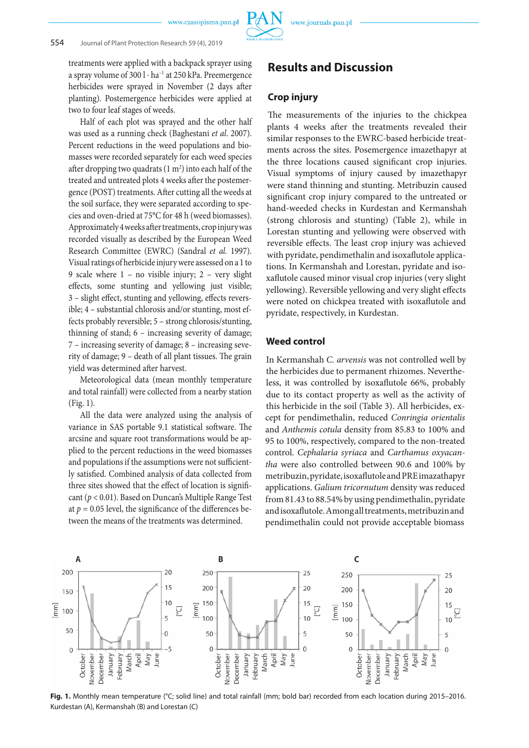treatments were applied with a backpack sprayer using a spray volume of 300 l · ha$^{-1}$ at 250 kPa. Preemergence herbicides were sprayed in November (2 days after planting). Postemergence herbicides were applied at two to four leaf stages of weeds.

Half of each plot was sprayed and the other half was used as a running check (Baghestani *et al*. 2007). Percent reductions in the weed populations and biomasses were recorded separately for each weed species after dropping two quadrats (1 m$^2$) into each half of the treated and untreated plots 4 weeks after the postemergence (POST) treatments. After cutting all the weeds at the soil surface, they were separated according to species and oven-dried at 75°C for 48 h (weed biomasses). Approximately 4 weeks after treatments, crop injury was recorded visually as described by the European Weed Research Committee (EWRC) (Sandral *et al.* 1997). Visual ratings of herbicide injury were assessed on a 1 to 9 scale where 1 – no visible injury; 2 – very slight effects, some stunting and yellowing just visible; 3 – slight effect, stunting and yellowing, effects reversible; 4 – substantial chlorosis and/or stunting, most effects probably reversible; 5 – strong chlorosis/stunting, thinning of stand; 6 – increasing severity of damage; 7 – increasing severity of damage; 8 – increasing severity of damage; 9 – death of all plant tissues. The grain yield was determined after harvest.

Meteorological data (mean monthly temperature and total rainfall) were collected from a nearby station (Fig. 1).

All the data were analyzed using the analysis of variance in SAS portable 9.1 statistical software. The arcsine and square root transformations would be applied to the percent reductions in the weed biomasses and populations if the assumptions were not sufficiently satisfied. Combined analysis of data collected from three sites showed that the effect of location is significant ($p < 0.01$). Based on Duncan's Multiple Range Test at $p = 0.05$ level, the significance of the differences between the means of the treatments was determined.

## Results and Discussion

### Crop injury

The measurements of the injuries to the chickpea plants 4 weeks after the treatments revealed their similar responses to the EWRC-based herbicide treatments across the sites. Posemergence imazethapyr at the three locations caused significant crop injuries. Visual symptoms of injury caused by imazethapyr were stand thinning and stunting. Metribuzin caused significant crop injury compared to the untreated or hand-weeded checks in Kurdestan and Kermanshah (strong chlorosis and stunting) (Table 2), while in Lorestan stunting and yellowing were observed with reversible effects. The least crop injury was achieved with pyridate, pendimethalin and isoxaflutole applications. In Kermanshah and Lorestan, pyridate and isoxaflutole caused minor visual crop injuries (very slight yellowing). Reversible yellowing and very slight effects were noted on chickpea treated with isoxaflutole and pyridate, respectively, in Kurdestan.

### Weed control

In Kermanshah *C. arvensis* was not controlled well by the herbicides due to permanent rhizomes. Nevertheless, it was controlled by isoxaflutole 66%, probably due to its contact property as well as the activity of this herbicide in the soil (Table 3). All herbicides, except for pendimethalin, reduced *Conringia orientalis* and *Anthemis cotula* density from 85.83 to 100% and 95 to 100%, respectively, compared to the non-treated control. *Cephalaria syriaca* and *Carthamus oxyacantha* were also controlled between 90.6 and 100% by metribuzin, pyridate, isoxaflutole and PRE imazathapyr applications. *Galium tricornutum* density was reduced from 81.43 to 88.54% by using pendimethalin, pyridate and isoxaflutole. Among all treatments, metribuzin and pendimethalin could not provide acceptable biomass

**Fig. 1.** Monthly mean temperature (°C; solid line) and total rainfall (mm; bold bar) recorded from each location during 2015–2016. Kurdestan (A), Kermanshah (B) and Lorestan (C)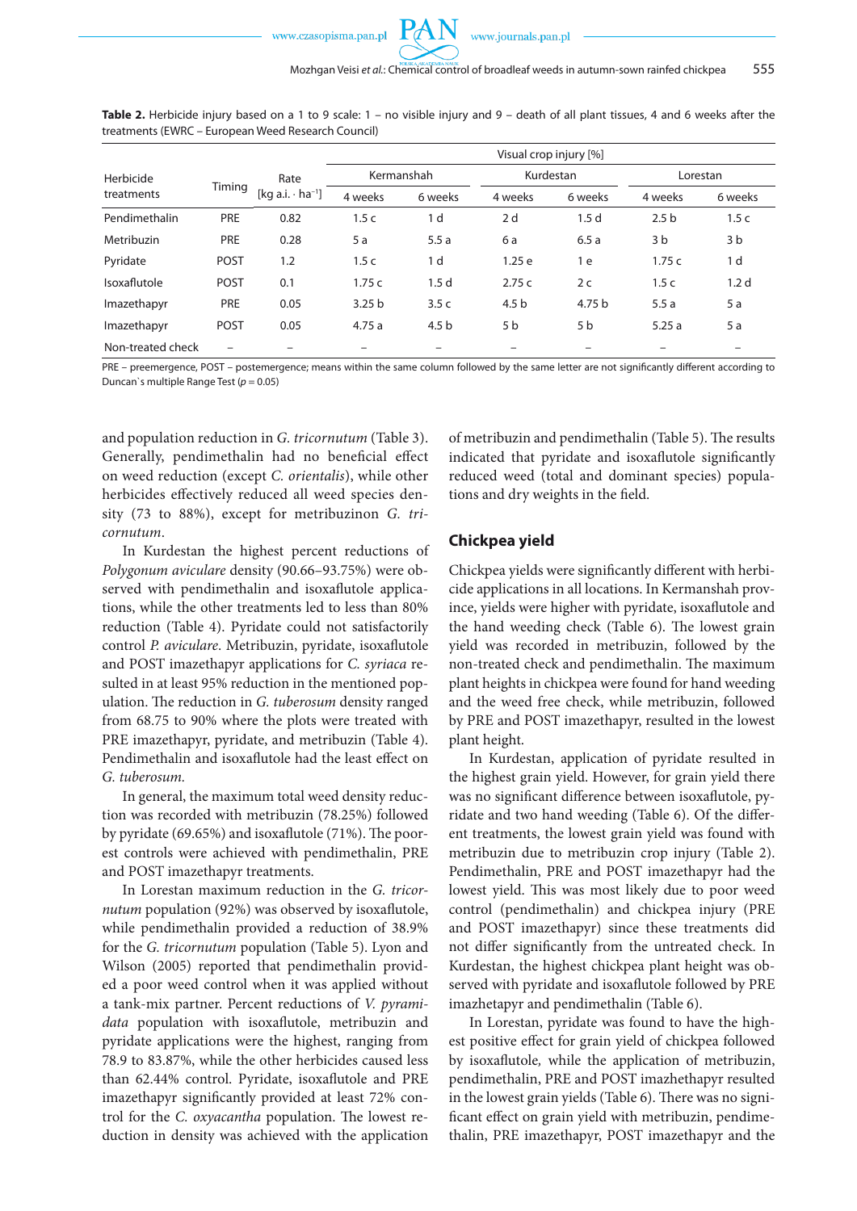**Table 2.** Herbicide injury based on a 1 to 9 scale: 1 – no visible injury and 9 – death of all plant tissues, 4 and 6 weeks after the treatments (EWRC – European Weed Research Council)

| Herbicide treatments | Timing | Rate [kg a.i. · ha$^{-1}$] | Visual crop injury [%] | | | | | |
|---|---|---|---|---|---|---|---|---|
| | | | Kermanshah | | Kurdestan | | Lorestan | |
| | | | 4 weeks | 6 weeks | 4 weeks | 6 weeks | 4 weeks | 6 weeks |
| Pendimethalin | PRE | 0.82 | 1.5 c | 1 d | 2 d | 1.5 d | 2.5 b | 1.5 c |
| Metribuzin | PRE | 0.28 | 5 a | 5.5 a | 6 a | 6.5 a | 3 b | 3 b |
| Pyridate | POST | 1.2 | 1.5 c | 1 d | 1.25 e | 1 e | 1.75 c | 1 d |
| Isoxaflutole | POST | 0.1 | 1.75 c | 1.5 d | 2.75 c | 2 c | 1.5 c | 1.2 d |
| Imazethapyr | PRE | 0.05 | 3.25 b | 3.5 c | 4.5 b | 4.75 b | 5.5 a | 5 a |
| Imazethapyr | POST | 0.05 | 4.75 a | 4.5 b | 5 b | 5 b | 5.25 a | 5 a |
| Non-treated check | – | – | – | – | – | – | – | – |

PRE – preemergence, POST – postemergence; means within the same column followed by the same letter are not significantly different according to Duncan`s multiple Range Test ($p = 0.05$)

and population reduction in *G. tricornutum* (Table 3). Generally, pendimethalin had no beneficial effect on weed reduction (except *C. orientalis*), while other herbicides effectively reduced all weed species density (73 to 88%), except for metribuzinon *G. tricornutum*.

In Kurdestan the highest percent reductions of *Polygonum aviculare* density (90.66–93.75%) were observed with pendimethalin and isoxaflutole applications, while the other treatments led to less than 80% reduction (Table 4). Pyridate could not satisfactorily control *P. aviculare*. Metribuzin, pyridate, isoxaflutole and POST imazethapyr applications for *C. syriaca* resulted in at least 95% reduction in the mentioned population. The reduction in *G. tuberosum* density ranged from 68.75 to 90% where the plots were treated with PRE imazethapyr, pyridate, and metribuzin (Table 4). Pendimethalin and isoxaflutole had the least effect on *G. tuberosum.*

In general, the maximum total weed density reduction was recorded with metribuzin (78.25%) followed by pyridate (69.65%) and isoxaflutole (71%). The poorest controls were achieved with pendimethalin, PRE and POST imazethapyr treatments.

In Lorestan maximum reduction in the *G. tricornutum* population (92%) was observed by isoxaflutole, while pendimethalin provided a reduction of 38.9% for the *G. tricornutum* population (Table 5). Lyon and Wilson (2005) reported that pendimethalin provided a poor weed control when it was applied without a tank-mix partner. Percent reductions of *V. pyramidata* population with isoxaflutole, metribuzin and pyridate applications were the highest, ranging from 78.9 to 83.87%, while the other herbicides caused less than 62.44% control. Pyridate, isoxaflutole and PRE imazethapyr significantly provided at least 72% control for the *C. oxyacantha* population. The lowest reduction in density was achieved with the application of metribuzin and pendimethalin (Table 5). The results indicated that pyridate and isoxaflutole significantly reduced weed (total and dominant species) populations and dry weights in the field.

## Chickpea yield

Chickpea yields were significantly different with herbicide applications in all locations. In Kermanshah province, yields were higher with pyridate, isoxaflutole and the hand weeding check (Table 6). The lowest grain yield was recorded in metribuzin, followed by the non-treated check and pendimethalin. The maximum plant heights in chickpea were found for hand weeding and the weed free check, while metribuzin, followed by PRE and POST imazethapyr, resulted in the lowest plant height.

In Kurdestan, application of pyridate resulted in the highest grain yield. However, for grain yield there was no significant difference between isoxaflutole, pyridate and two hand weeding (Table 6). Of the different treatments, the lowest grain yield was found with metribuzin due to metribuzin crop injury (Table 2). Pendimethalin, PRE and POST imazethapyr had the lowest yield. This was most likely due to poor weed control (pendimethalin) and chickpea injury (PRE and POST imazethapyr) since these treatments did not differ significantly from the untreated check. In Kurdestan, the highest chickpea plant height was observed with pyridate and isoxaflutole followed by PRE imazhetapyr and pendimethalin (Table 6).

In Lorestan, pyridate was found to have the highest positive effect for grain yield of chickpea followed by isoxaflutole*,* while the application of metribuzin, pendimethalin, PRE and POST imazhethapyr resulted in the lowest grain yields (Table 6). There was no significant effect on grain yield with metribuzin, pendimethalin, PRE imazethapyr, POST imazethapyr and the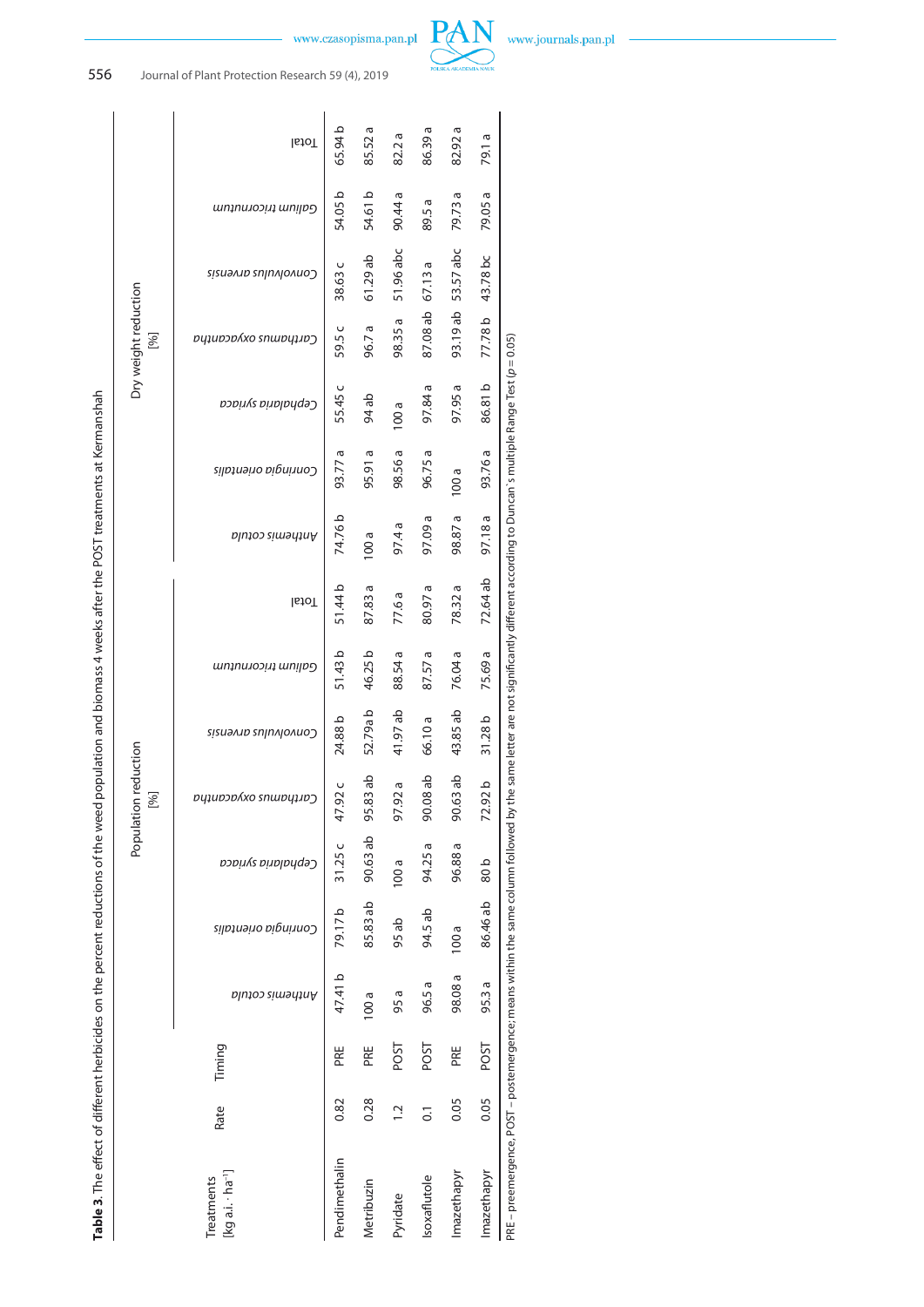**Table 3.** The effect of different herbicides on the percent reductions of the weed population and biomass 4 weeks after the POST treatments at Kermanshah

| Treatments [kg a.i. · ha⁻¹] | Rate | Timing | Population reduction [%] | | | | | | | Dry weight reduction [%] | | | | | | |
|---|---|---|---|---|---|---|---|---|---|---|---|---|---|---|---|---|
| | | | *Anthemis cotula* | *Conringia orientalis* | *Cephalaria syriaca* | *Carthmus oxyacantha* | *Convolvulus arvensis* | *Galium tricornutum* | Total | *Anthemis cotula* | *Conringia orientalis* | *Cephalaria syriaca* | *Carthmus oxyacantha* | *Convolvulus arvensis* | *Galium tricornutum* | Total |
| Pendimethalin | 0.82 | PRE | 47.41 b | 79.17 b | 31.25 c | 47.92 c | 24.88 b | 51.43 b | 51.44 b | 74.76 b | 93.77 a | 55.45 c | 59.5 c | 38.63 c | 54.05 b | 65.94 b |
| Metribuzin | 0.28 | PRE | 100 a | 85.83 ab | 90.63 ab | 95.83 ab | 52.79a b | 46.25 b | 87.83 a | 100 a | 95.91 a | 94 ab | 96.7 a | 61.29 ab | 54.61 b | 85.52 a |
| Pyridate | 1.2 | POST | 95 a | 95 ab | 100 a | 97.92 a | 41.97 ab | 88.54 a | 77.6 a | 97.4 a | 98.56 a | 100 a | 98.35 a | 51.96 abc | 90.44 a | 82.2 a |
| Isoxaflutole | 0.1 | POST | 96.5 a | 94.5 ab | 94.25 a | 90.08 ab | 66.10 a | 87.57 a | 80.97 a | 97.09 a | 96.75 a | 97.84 a | 87.08 ab | 67.13 a | 89.5 a | 86.39 a |
| Imazethapyr | 0.05 | PRE | 98.08 a | 100 a | 96.88 a | 90.63 ab | 43.85 ab | 76.04 a | 78.32 a | 98.87 a | 100 a | 97.95 a | 93.19 ab | 53.57 abc | 79.73 a | 82.92 a |
| Imazethapyr | 0.05 | POST | 95.3 a | 86.46 ab | 80 b | 72.92 b | 31.28 b | 75.69 a | 72.64 ab | 97.18 a | 93.76 a | 86.81 b | 77.78 b | 43.78 bc | 79.05 a | 79.1 a |

PRE – preemergence, POST – postemergence; means within the same column followed by the same letter are not significantly different according to Duncan's multiple Range Test ($p = 0.05$)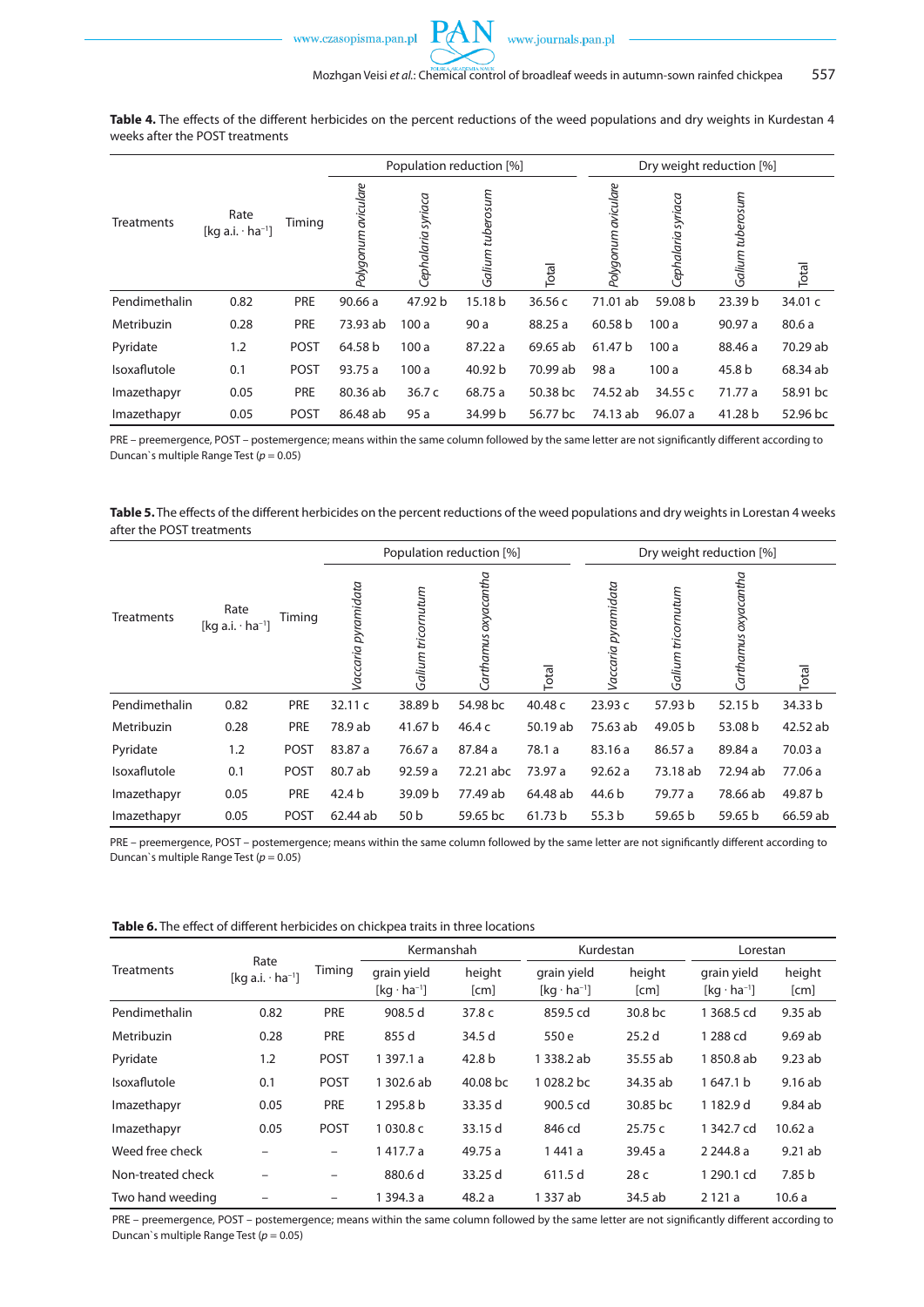**Table 4.** The effects of the different herbicides on the percent reductions of the weed populations and dry weights in Kurdestan 4 weeks after the POST treatments

| Treatments | Rate [kg a.i. · ha⁻¹] | Timing | Population reduction [%] | | | | Dry weight reduction [%] | | | |
|---|---|---|---|---|---|---|---|---|---|---|
| | | | *Polygonum aviculare* | *Cephalaria syriaca* | *Galium tuberosum* | Total | *Polygonum aviculare* | *Cephalaria syriaca* | *Galium tuberosum* | Total |
| Pendimethalin | 0.82 | PRE | 90.66 a | 47.92 b | 15.18 b | 36.56 c | 71.01 ab | 59.08 b | 23.39 b | 34.01 c |
| Metribuzin | 0.28 | PRE | 73.93 ab | 100 a | 90 a | 88.25 a | 60.58 b | 100 a | 90.97 a | 80.6 a |
| Pyridate | 1.2 | POST | 64.58 b | 100 a | 87.22 a | 69.65 ab | 61.47 b | 100 a | 88.46 a | 70.29 ab |
| Isoxaflutole | 0.1 | POST | 93.75 a | 100 a | 40.92 b | 70.99 ab | 98 a | 100 a | 45.8 b | 68.34 ab |
| Imazethapyr | 0.05 | PRE | 80.36 ab | 36.7 c | 68.75 a | 50.38 bc | 74.52 ab | 34.55 c | 71.77 a | 58.91 bc |
| Imazethapyr | 0.05 | POST | 86.48 ab | 95 a | 34.99 b | 56.77 bc | 74.13 ab | 96.07 a | 41.28 b | 52.96 bc |

PRE – preemergence, POST – postemergence; means within the same column followed by the same letter are not significantly different according to Duncan`s multiple Range Test ($p = 0.05$)

**Table 5.** The effects of the different herbicides on the percent reductions of the weed populations and dry weights in Lorestan 4 weeks after the POST treatments

| Treatments | Rate [kg a.i. · ha⁻¹] | Timing | Population reduction [%] | | | | Dry weight reduction [%] | | | |
|---|---|---|---|---|---|---|---|---|---|---|
| | | | *Vaccaria pyramidata* | *Galium tricornutum* | *Carthamus oxyacantha* | Total | *Vaccaria pyramidata* | *Galium tricornutum* | *Carthamus oxyacantha* | Total |
| Pendimethalin | 0.82 | PRE | 32.11 c | 38.89 b | 54.98 bc | 40.48 c | 23.93 c | 57.93 b | 52.15 b | 34.33 b |
| Metribuzin | 0.28 | PRE | 78.9 ab | 41.67 b | 46.4 c | 50.19 ab | 75.63 ab | 49.05 b | 53.08 b | 42.52 ab |
| Pyridate | 1.2 | POST | 83.87 a | 76.67 a | 87.84 a | 78.1 a | 83.16 a | 86.57 a | 89.84 a | 70.03 a |
| Isoxaflutole | 0.1 | POST | 80.7 ab | 92.59 a | 72.21 abc | 73.97 a | 92.62 a | 73.18 ab | 72.94 ab | 77.06 a |
| Imazethapyr | 0.05 | PRE | 42.4 b | 39.09 b | 77.49 ab | 64.48 ab | 44.6 b | 79.77 a | 78.66 ab | 49.87 b |
| Imazethapyr | 0.05 | POST | 62.44 ab | 50 b | 59.65 bc | 61.73 b | 55.3 b | 59.65 b | 59.65 b | 66.59 ab |

PRE – preemergence, POST – postemergence; means within the same column followed by the same letter are not significantly different according to Duncan`s multiple Range Test ($p = 0.05$)

**Table 6.** The effect of different herbicides on chickpea traits in three locations

| Treatments | Rate [kg a.i. · ha⁻¹] | Timing | Kermanshah | | Kurdestan | | Lorestan | |
|---|---|---|---|---|---|---|---|---|
| | | | grain yield [kg · ha⁻¹] | height [cm] | grain yield [kg · ha⁻¹] | height [cm] | grain yield [kg · ha⁻¹] | height [cm] |
| Pendimethalin | 0.82 | PRE | 908.5 d | 37.8 c | 859.5 cd | 30.8 bc | 1 368.5 cd | 9.35 ab |
| Metribuzin | 0.28 | PRE | 855 d | 34.5 d | 550 e | 25.2 d | 1 288 cd | 9.69 ab |
| Pyridate | 1.2 | POST | 1 397.1 a | 42.8 b | 1 338.2 ab | 35.55 ab | 1 850.8 ab | 9.23 ab |
| Isoxaflutole | 0.1 | POST | 1 302.6 ab | 40.08 bc | 1 028.2 bc | 34.35 ab | 1 647.1 b | 9.16 ab |
| Imazethapyr | 0.05 | PRE | 1 295.8 b | 33.35 d | 900.5 cd | 30.85 bc | 1 182.9 d | 9.84 ab |
| Imazethapyr | 0.05 | POST | 1 030.8 c | 33.15 d | 846 cd | 25.75 c | 1 342.7 cd | 10.62 a |
| Weed free check | – | – | 1 417.7 a | 49.75 a | 1 441 a | 39.45 a | 2 244.8 a | 9.21 ab |
| Non-treated check | – | – | 880.6 d | 33.25 d | 611.5 d | 28 c | 1 290.1 cd | 7.85 b |
| Two hand weeding | – | – | 1 394.3 a | 48.2 a | 1 337 ab | 34.5 ab | 2 121 a | 10.6 a |

PRE – preemergence, POST – postemergence; means within the same column followed by the same letter are not significantly different according to Duncan`s multiple Range Test ($p = 0.05$)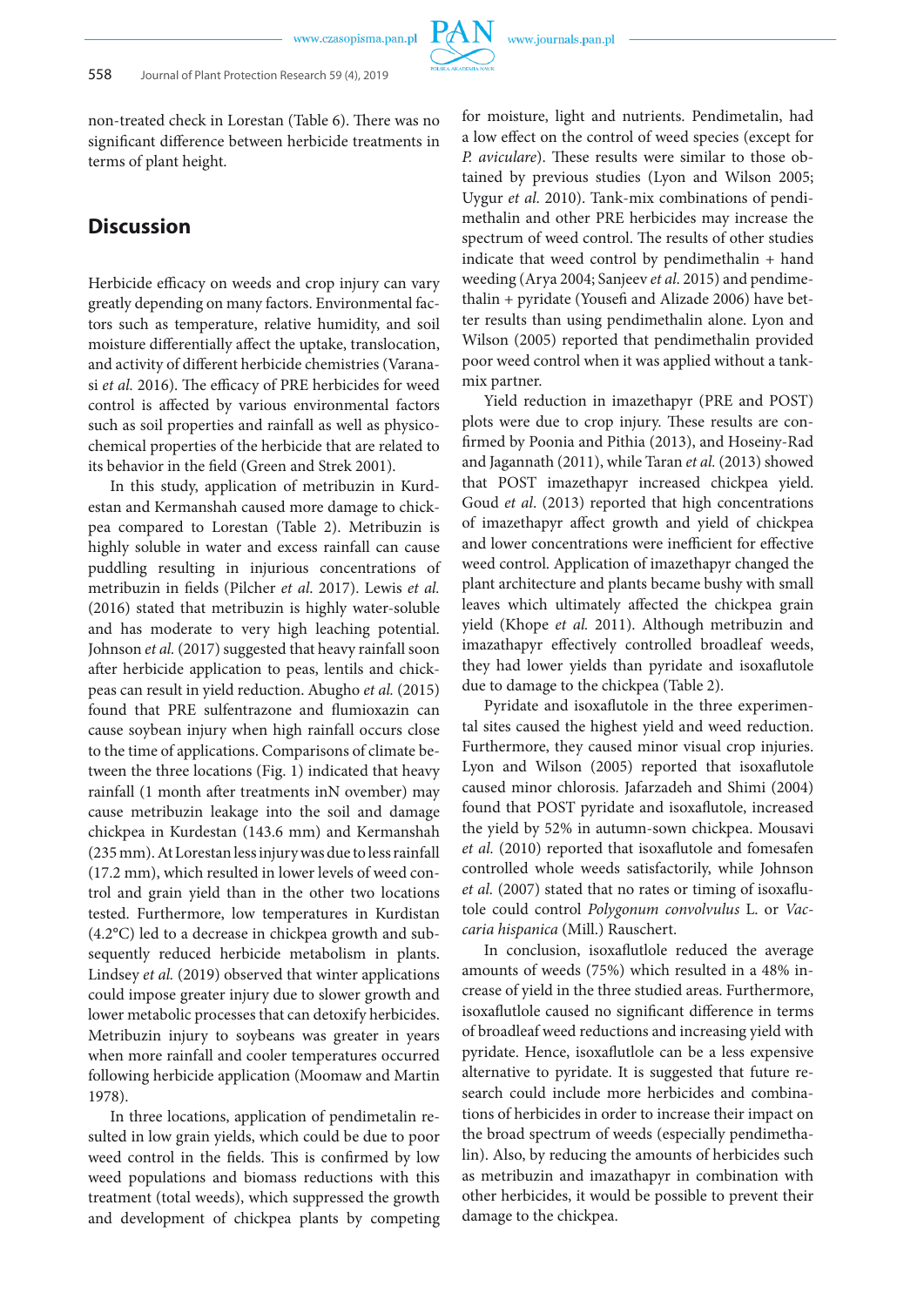non-treated check in Lorestan (Table 6). There was no significant difference between herbicide treatments in terms of plant height.

## Discussion

Herbicide efficacy on weeds and crop injury can vary greatly depending on many factors. Environmental factors such as temperature, relative humidity, and soil moisture differentially affect the uptake, translocation, and activity of different herbicide chemistries (Varanasi *et al.* 2016). The efficacy of PRE herbicides for weed control is affected by various environmental factors such as soil properties and rainfall as well as physicochemical properties of the herbicide that are related to its behavior in the field (Green and Strek 2001).

In this study, application of metribuzin in Kurdestan and Kermanshah caused more damage to chickpea compared to Lorestan (Table 2). Metribuzin is highly soluble in water and excess rainfall can cause puddling resulting in injurious concentrations of metribuzin in fields (Pilcher *et al.* 2017). Lewis *et al.* (2016) stated that metribuzin is highly water-soluble and has moderate to very high leaching potential. Johnson *et al.* (2017) suggested that heavy rainfall soon after herbicide application to peas, lentils and chickpeas can result in yield reduction. Abugho *et al.* (2015) found that PRE sulfentrazone and flumioxazin can cause soybean injury when high rainfall occurs close to the time of applications. Comparisons of climate between the three locations (Fig. 1) indicated that heavy rainfall (1 month after treatments inN ovember) may cause metribuzin leakage into the soil and damage chickpea in Kurdestan (143.6 mm) and Kermanshah (235 mm). At Lorestan less injury was due to less rainfall (17.2 mm), which resulted in lower levels of weed control and grain yield than in the other two locations tested. Furthermore, low temperatures in Kurdistan (4.2°C) led to a decrease in chickpea growth and subsequently reduced herbicide metabolism in plants. Lindsey *et al.* (2019) observed that winter applications could impose greater injury due to slower growth and lower metabolic processes that can detoxify herbicides. Metribuzin injury to soybeans was greater in years when more rainfall and cooler temperatures occurred following herbicide application (Moomaw and Martin 1978).

In three locations, application of pendimetalin resulted in low grain yields, which could be due to poor weed control in the fields. This is confirmed by low weed populations and biomass reductions with this treatment (total weeds), which suppressed the growth and development of chickpea plants by competing for moisture, light and nutrients. Pendimetalin, had a low effect on the control of weed species (except for *P. aviculare*). These results were similar to those obtained by previous studies (Lyon and Wilson 2005; Uygur *et al.* 2010). Tank-mix combinations of pendimethalin and other PRE herbicides may increase the spectrum of weed control. The results of other studies indicate that weed control by pendimethalin + hand weeding (Arya 2004; Sanjeev *et al.* 2015) and pendimethalin + pyridate (Yousefi and Alizade 2006) have better results than using pendimethalin alone. Lyon and Wilson (2005) reported that pendimethalin provided poor weed control when it was applied without a tank-mix partner.

Yield reduction in imazethapyr (PRE and POST) plots were due to crop injury. These results are confirmed by Poonia and Pithia (2013), and Hoseiny-Rad and Jagannath (2011), while Taran *et al.* (2013) showed that POST imazethapyr increased chickpea yield. Goud *et al.* (2013) reported that high concentrations of imazethapyr affect growth and yield of chickpea and lower concentrations were inefficient for effective weed control. Application of imazethapyr changed the plant architecture and plants became bushy with small leaves which ultimately affected the chickpea grain yield (Khope *et al.* 2011). Although metribuzin and imazathapyr effectively controlled broadleaf weeds, they had lower yields than pyridate and isoxaflutole due to damage to the chickpea (Table 2).

Pyridate and isoxaflutole in the three experimental sites caused the highest yield and weed reduction. Furthermore, they caused minor visual crop injuries. Lyon and Wilson (2005) reported that isoxaflutole caused minor chlorosis. Jafarzadeh and Shimi (2004) found that POST pyridate and isoxaflutole, increased the yield by 52% in autumn-sown chickpea. Mousavi *et al.* (2010) reported that isoxaflutole and fomesafen controlled whole weeds satisfactorily, while Johnson *et al.* (2007) stated that no rates or timing of isoxaflutole could control *Polygonum convolvulus* L. or *Vaccaria hispanica* (Mill.) Rauschert.

In conclusion, isoxafltulole reduced the average amounts of weeds (75%) which resulted in a 48% increase of yield in the three studied areas. Furthermore, isoxafltulole caused no significant difference in terms of broadleaf weed reductions and increasing yield with pyridate. Hence, isoxafltulole can be a less expensive alternative to pyridate. It is suggested that future research could include more herbicides and combinations of herbicides in order to increase their impact on the broad spectrum of weeds (especially pendimethalin). Also, by reducing the amounts of herbicides such as metribuzin and imazathapyr in combination with other herbicides, it would be possible to prevent their damage to the chickpea.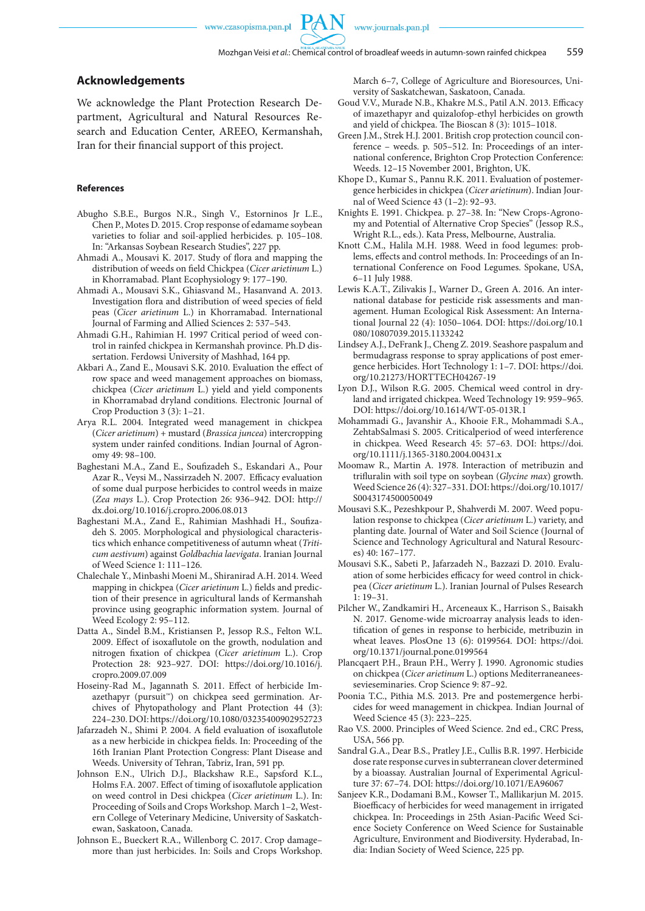## Acknowledgements

We acknowledge the Plant Protection Research Department, Agricultural and Natural Resources Research and Education Center, AREEO, Kermanshah, Iran for their financial support of this project.

### References

Abugho S.B.E., Burgos N.R., Singh V., Estorninos Jr L.E., Chen P., Motes D. 2015. Crop response of edamame soybean varieties to foliar and soil-applied herbicides. p. 105–108. In: "Arkansas Soybean Research Studies", 227 pp.

Ahmadi A., Mousavi K. 2017. Study of flora and mapping the distribution of weeds on field Chickpea (*Cicer arietinum* L.) in Khorramabad. Plant Ecophysiology 9: 177–190.

Ahmadi A., Mousavi S.K., Ghiasvand M., Hasanvand A. 2013. Investigation flora and distribution of weed species of field peas (*Cicer arietinum* L.) in Khorramabad. International Journal of Farming and Allied Sciences 2: 537–543.

Ahmadi G.H., Rahimian H. 1997 Critical period of weed control in rainfed chickpea in Kermanshah province. Ph.D dissertation. Ferdowsi University of Mashhad, 164 pp.

Akbari A., Zand E., Mousavi S.K. 2010. Evaluation the effect of row space and weed management approaches on biomass, chickpea (*Cicer arietinum* L.) yield and yield components in Khorramabad dryland conditions. Electronic Journal of Crop Production 3 (3): 1–21.

Arya R.L. 2004. Integrated weed management in chickpea (*Cicer arietinum*) + mustard (*Brassica juncea*) intercropping system under rainfed conditions. Indian Journal of Agronomy 49: 98–100.

Baghestani M.A., Zand E., Soufizadeh S., Eskandari A., Pour Azar R., Veysi M., Nassirzadeh N. 2007. Efficacy evaluation of some dual purpose herbicides to control weeds in maize (*Zea mays* L.). Crop Protection 26: 936–942. DOI: http://dx.doi.org/10.1016/j.cropro.2006.08.013

Baghestani M.A., Zand E., Rahimian Mashhadi H., Soufizadeh S. 2005. Morphological and physiological characteristics which enhance competitiveness of autumn wheat (*Triticum aestivum*) against *Goldbachia laevigata*. Iranian Journal of Weed Science 1: 111–126.

Chalechale Y., Minbashi Moeni M., Shiranirad A.H. 2014. Weed mapping in chickpea (*Cicer arietinum* L.) fields and prediction of their presence in agricultural lands of Kermanshah province using geographic information system. Journal of Weed Ecology 2: 95–112.

Datta A., Sindel B.M., Kristiansen P., Jessop R.S., Felton W.L. 2009. Effect of isoxaflutole on the growth, nodulation and nitrogen fixation of chickpea (*Cicer arietinum* L.). Crop Protection 28: 923–927. DOI: https://doi.org/10.1016/j.cropro.2009.07.009

Hoseiny-Rad M., Jagannath S. 2011. Effect of herbicide Imazethapyr (pursuit™) on chickpea seed germination. Archives of Phytopathology and Plant Protection 44 (3): 224–230. DOI: https://doi.org/10.1080/03235400902952723

Jafarzadeh N., Shimi P. 2004. A field evaluation of isoxaflutole as a new herbicide in chickpea fields. In: Proceeding of the 16th Iranian Plant Protection Congress: Plant Disease and Weeds. University of Tehran, Tabriz, Iran, 591 pp.

Johnson E.N., Ulrich D.J., Blackshaw R.E., Sapsford K.L., Holms F.A. 2007. Effect of timing of isoxaflutole application on weed control in Desi chickpea (*Cicer arietinum* L.). In: Proceeding of Soils and Crops Workshop. March 1–2, Western College of Veterinary Medicine, University of Saskatchewan, Saskatoon, Canada.

Johnson E., Bueckert R.A., Willenborg C. 2017. Crop damage– more than just herbicides. In: Soils and Crops Workshop. March 6–7, College of Agriculture and Bioresources, University of Saskatchewan, Saskatoon, Canada.

Goud V.V., Murade N.B., Khakre M.S., Patil A.N. 2013. Efficacy of imazethapyr and quizalofop-ethyl herbicides on growth and yield of chickpea. The Bioscan 8 (3): 1015–1018.

Green J.M., Strek H.J. 2001. British crop protection council conference – weeds. p. 505–512. In: Proceedings of an international conference, Brighton Crop Protection Conference: Weeds. 12–15 November 2001, Brighton, UK.

Khope D., Kumar S., Pannu R.K. 2011. Evaluation of postemergence herbicides in chickpea (*Cicer arietinum*). Indian Journal of Weed Science 43 (1–2): 92–93.

Knights E. 1991. Chickpea. p. 27–38. In: "New Crops-Agronomy and Potential of Alternative Crop Species" (Jessop R.S., Wright R.L., eds.). Kata Press, Melbourne, Australia.

Knott C.M., Halila M.H. 1988. Weed in food legumes: problems, effects and control methods. In: Proceedings of an International Conference on Food Legumes. Spokane, USA, 6–11 July 1988.

Lewis K.A.T., Zilivakis J., Warner D., Green A. 2016. An international database for pesticide risk assessments and management. Human Ecological Risk Assessment: An International Journal 22 (4): 1050–1064. DOI: https://doi.org/10.1080/10807039.2015.1133242

Lindsey A.J., DeFrank J., Cheng Z. 2019. Seashore paspalum and bermudagrass response to spray applications of post emergence herbicides. Hort Technology 1: 1–7. DOI: https://doi.org/10.21273/HORTTECH04267-19

Lyon D.J., Wilson R.G. 2005. Chemical weed control in dryland and irrigated chickpea. Weed Technology 19: 959–965. DOI: https://doi.org/10.1614/WT-05-013R.1

Mohammadi G., Javanshir A., Khooie F.R., Mohammadi S.A., ZehtabSalmasi S. 2005. Criticalperiod of weed interference in chickpea. Weed Research 45: 57–63. DOI: https://doi.org/10.1111/j.1365-3180.2004.00431.x

Moomaw R., Martin A. 1978. Interaction of metribuzin and trifluralin with soil type on soybean (*Glycine max*) growth. Weed Science 26 (4): 327–331. DOI: https://doi.org/10.1017/S0043174500050049

Mousavi S.K., Pezeshkpour P., Shahverdi M. 2007. Weed population response to chickpea (*Cicer arietinum* L.) variety, and planting date. Journal of Water and Soil Science (Journal of Science and Technology Agricultural and Natural Resources) 40: 167–177.

Mousavi S.K., Sabeti P., Jafarzadeh N., Bazzazi D. 2010. Evaluation of some herbicides efficacy for weed control in chickpea (*Cicer arietinum* L.). Iranian Journal of Pulses Research 1: 19–31.

Pilcher W., Zandkamiri H., Arceneaux K., Harrison S., Baisakh N. 2017. Genome-wide microarray analysis leads to identification of genes in response to herbicide, metribuzin in wheat leaves. PlosOne 13 (6): 0199564. DOI: https://doi.org/10.1371/journal.pone.0199564

Plancqaert P.H., Braun P.H., Werry J. 1990. Agronomic studies on chickpea (*Cicer arietinum* L.) options Mediterraneanees-sevieseminaries. Crop Science 9: 87–92.

Poonia T.C., Pithia M.S. 2013. Pre and postemergence herbicides for weed management in chickpea. Indian Journal of Weed Science 45 (3): 223–225.

Rao V.S. 2000. Principles of Weed Science. 2nd ed., CRC Press, USA, 566 pp.

Sandral G.A., Dear B.S., Pratley J.E., Cullis B.R. 1997. Herbicide dose rate response curves in subterranean clover determined by a bioassay. Australian Journal of Experimental Agriculture 37: 67–74. DOI: https://doi.org/10.1071/EA96067

Sanjeev K.R., Dodamani B.M., Kowser T., Mallikarjun M. 2015. Bioefficacy of herbicides for weed management in irrigated chickpea. In: Proceedings in 25th Asian-Pacific Weed Science Society Conference on Weed Science for Sustainable Agriculture, Environment and Biodiversity. Hyderabad, India: Indian Society of Weed Science, 225 pp.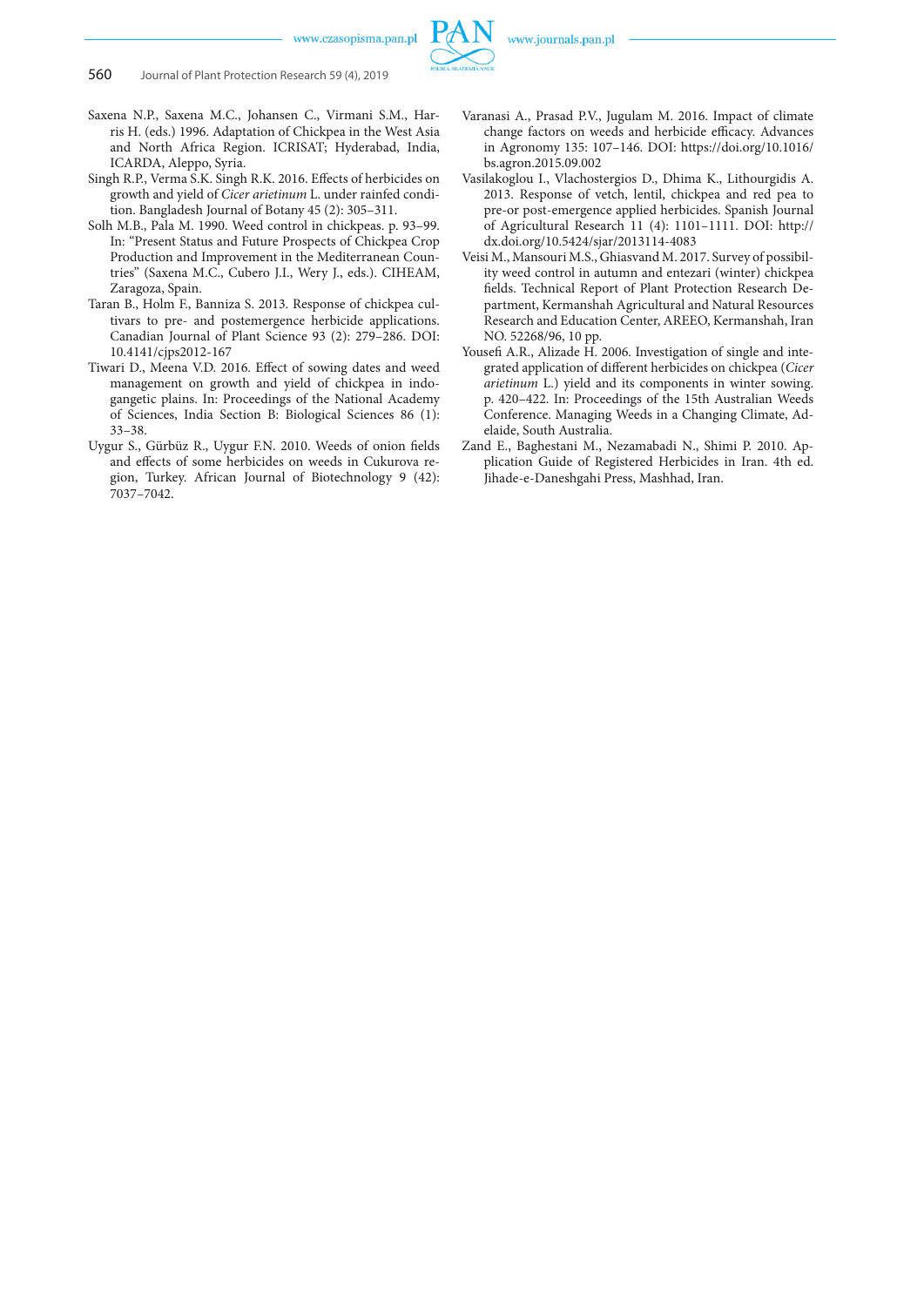Saxena N.P., Saxena M.C., Johansen C., Virmani S.M., Harris H. (eds.) 1996. Adaptation of Chickpea in the West Asia and North Africa Region. ICRISAT; Hyderabad, India, ICARDA, Aleppo, Syria.

Singh R.P., Verma S.K. Singh R.K. 2016. Effects of herbicides on growth and yield of *Cicer arietinum* L. under rainfed condition. Bangladesh Journal of Botany 45 (2): 305–311.

Solh M.B., Pala M. 1990. Weed control in chickpeas. p. 93–99. In: "Present Status and Future Prospects of Chickpea Crop Production and Improvement in the Mediterranean Countries" (Saxena M.C., Cubero J.I., Wery J., eds.). CIHEAM, Zaragoza, Spain.

Taran B., Holm F., Banniza S. 2013. Response of chickpea cultivars to pre- and postemergence herbicide applications. Canadian Journal of Plant Science 93 (2): 279–286. DOI: 10.4141/cjps2012-167

Tiwari D., Meena V.D. 2016. Effect of sowing dates and weed management on growth and yield of chickpea in indo-gangetic plains. In: Proceedings of the National Academy of Sciences, India Section B: Biological Sciences 86 (1): 33–38.

Uygur S., Gürbüz R., Uygur F.N. 2010. Weeds of onion fields and effects of some herbicides on weeds in Cukurova region, Turkey. African Journal of Biotechnology 9 (42): 7037–7042.

Varanasi A., Prasad P.V., Jugulam M. 2016. Impact of climate change factors on weeds and herbicide efficacy. Advances in Agronomy 135: 107–146. DOI: https://doi.org/10.1016/bs.agron.2015.09.002

Vasilakoglou I., Vlachostergios D., Dhima K., Lithourgidis A. 2013. Response of vetch, lentil, chickpea and red pea to pre-or post-emergence applied herbicides. Spanish Journal of Agricultural Research 11 (4): 1101–1111. DOI: http://dx.doi.org/10.5424/sjar/2013114-4083

Veisi M., Mansouri M.S., Ghiasvand M. 2017. Survey of possibility weed control in autumn and entezari (winter) chickpea fields. Technical Report of Plant Protection Research Department, Kermanshah Agricultural and Natural Resources Research and Education Center, AREEO, Kermanshah, Iran NO. 52268/96, 10 pp.

Yousefi A.R., Alizade H. 2006. Investigation of single and integrated application of different herbicides on chickpea (*Cicer arietinum* L.) yield and its components in winter sowing. p. 420–422. In: Proceedings of the 15th Australian Weeds Conference. Managing Weeds in a Changing Climate, Adelaide, South Australia.

Zand E., Baghestani M., Nezamabadi N., Shimi P. 2010. Application Guide of Registered Herbicides in Iran. 4th ed. Jihade-e-Daneshgahi Press, Mashhad, Iran.